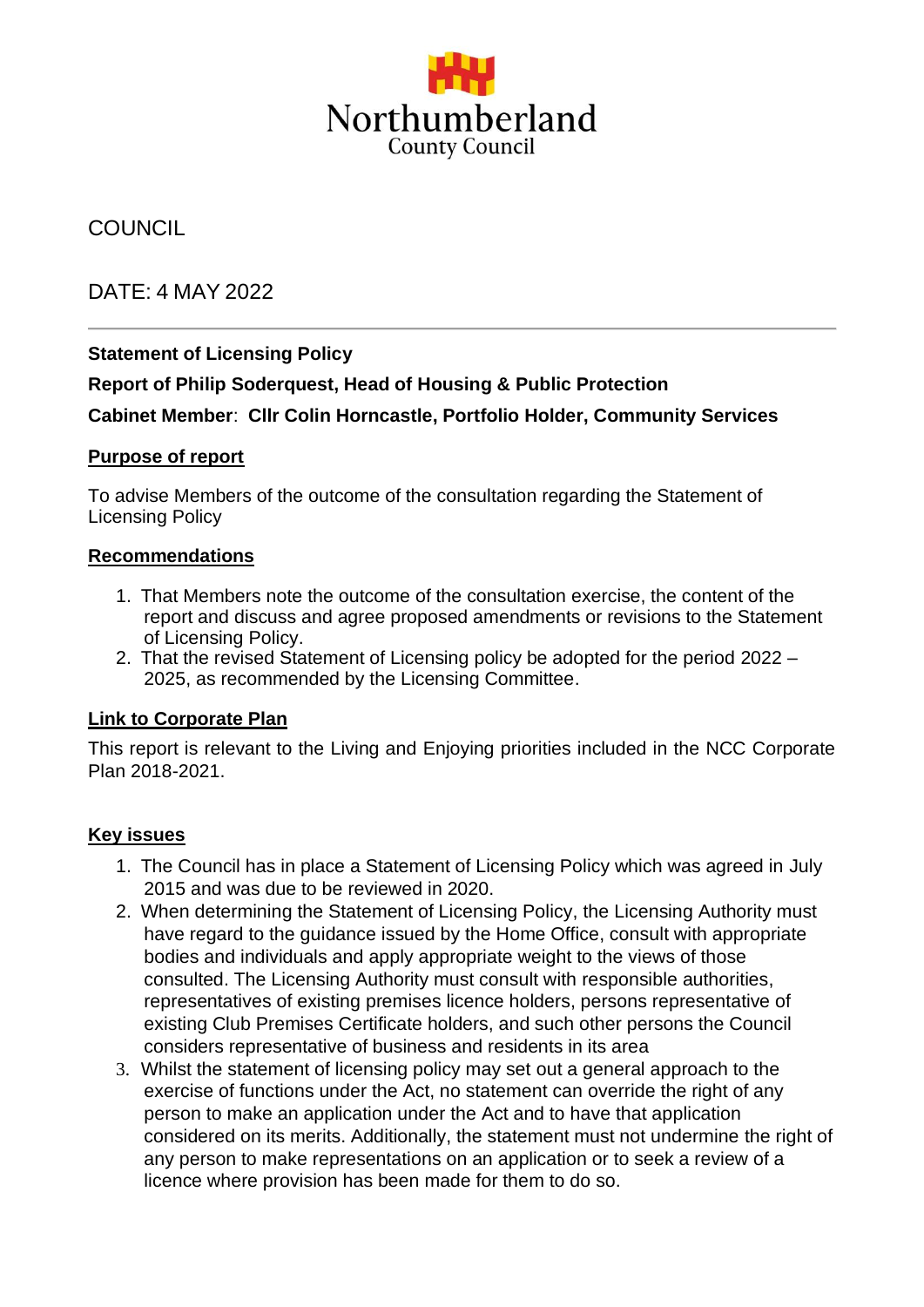Northumberland County Council

COUNCIL

DATE: 4 MAY 2022

---

**Statement of Licensing Policy**

**Report of Philip Soderquest, Head of Housing & Public Protection**

**Cabinet Member**: **Cllr Colin Horncastle, Portfolio Holder, Community Services**

## Purpose of report

To advise Members of the outcome of the consultation regarding the Statement of Licensing Policy

## Recommendations

1. That Members note the outcome of the consultation exercise, the content of the report and discuss and agree proposed amendments or revisions to the Statement of Licensing Policy.
2. That the revised Statement of Licensing policy be adopted for the period 2022 – 2025, as recommended by the Licensing Committee.

## Link to Corporate Plan

This report is relevant to the Living and Enjoying priorities included in the NCC Corporate Plan 2018-2021.

## Key issues

1. The Council has in place a Statement of Licensing Policy which was agreed in July 2015 and was due to be reviewed in 2020.
2. When determining the Statement of Licensing Policy, the Licensing Authority must have regard to the guidance issued by the Home Office, consult with appropriate bodies and individuals and apply appropriate weight to the views of those consulted. The Licensing Authority must consult with responsible authorities, representatives of existing premises licence holders, persons representative of existing Club Premises Certificate holders, and such other persons the Council considers representative of business and residents in its area
3. Whilst the statement of licensing policy may set out a general approach to the exercise of functions under the Act, no statement can override the right of any person to make an application under the Act and to have that application considered on its merits. Additionally, the statement must not undermine the right of any person to make representations on an application or to seek a review of a licence where provision has been made for them to do so.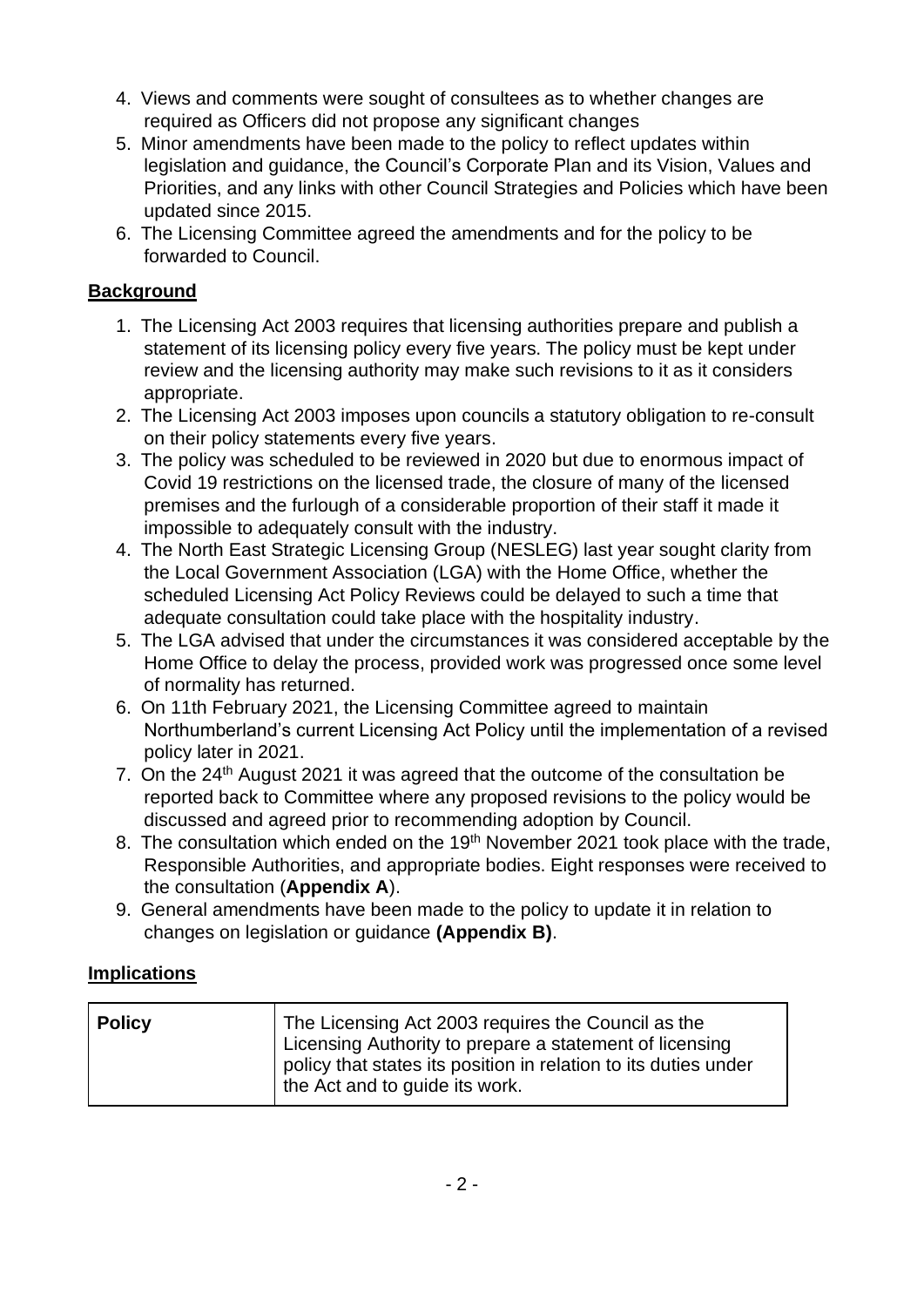4. Views and comments were sought of consultees as to whether changes are required as Officers did not propose any significant changes
5. Minor amendments have been made to the policy to reflect updates within legislation and guidance, the Council's Corporate Plan and its Vision, Values and Priorities, and any links with other Council Strategies and Policies which have been updated since 2015.
6. The Licensing Committee agreed the amendments and for the policy to be forwarded to Council.

## Background

1. The Licensing Act 2003 requires that licensing authorities prepare and publish a statement of its licensing policy every five years. The policy must be kept under review and the licensing authority may make such revisions to it as it considers appropriate.
2. The Licensing Act 2003 imposes upon councils a statutory obligation to re-consult on their policy statements every five years.
3. The policy was scheduled to be reviewed in 2020 but due to enormous impact of Covid 19 restrictions on the licensed trade, the closure of many of the licensed premises and the furlough of a considerable proportion of their staff it made it impossible to adequately consult with the industry.
4. The North East Strategic Licensing Group (NESLEG) last year sought clarity from the Local Government Association (LGA) with the Home Office, whether the scheduled Licensing Act Policy Reviews could be delayed to such a time that adequate consultation could take place with the hospitality industry.
5. The LGA advised that under the circumstances it was considered acceptable by the Home Office to delay the process, provided work was progressed once some level of normality has returned.
6. On 11th February 2021, the Licensing Committee agreed to maintain Northumberland's current Licensing Act Policy until the implementation of a revised policy later in 2021.
7. On the 24th August 2021 it was agreed that the outcome of the consultation be reported back to Committee where any proposed revisions to the policy would be discussed and agreed prior to recommending adoption by Council.
8. The consultation which ended on the 19th November 2021 took place with the trade, Responsible Authorities, and appropriate bodies. Eight responses were received to the consultation (**Appendix A**).
9. General amendments have been made to the policy to update it in relation to changes on legislation or guidance **(Appendix B)**.

## Implications

| | |
|---|---|
| **Policy** | The Licensing Act 2003 requires the Council as the Licensing Authority to prepare a statement of licensing policy that states its position in relation to its duties under the Act and to guide its work. |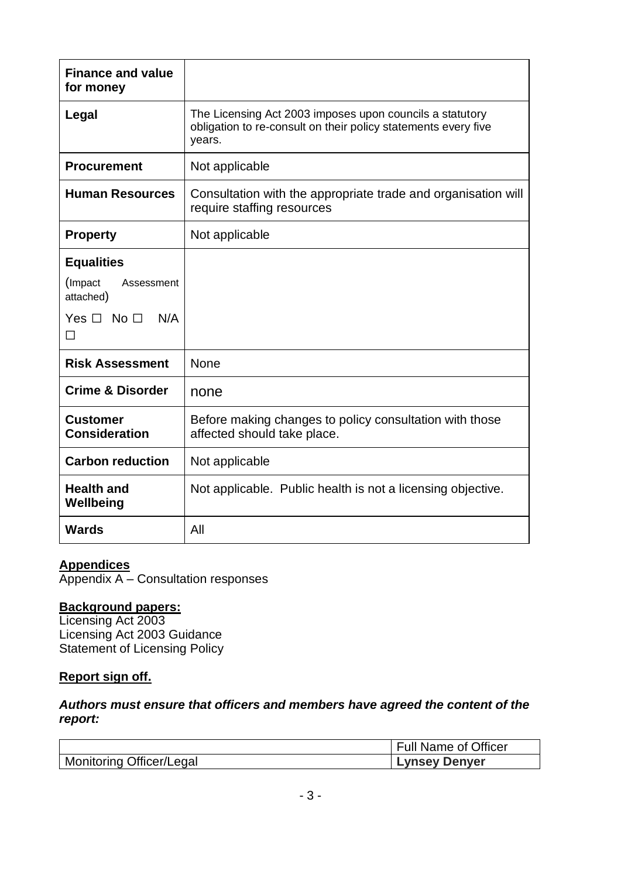| **Finance and value for money** | |
|---|---|
| **Legal** | The Licensing Act 2003 imposes upon councils a statutory obligation to re-consult on their policy statements every five years. |
| **Procurement** | Not applicable |
| **Human Resources** | Consultation with the appropriate trade and organisation will require staffing resources |
| **Property** | Not applicable |
| **Equalities** (Impact Assessment attached) Yes ☐ No ☐ N/A ☐ | |
| **Risk Assessment** | None |
| **Crime & Disorder** | none |
| **Customer Consideration** | Before making changes to policy consultation with those affected should take place. |
| **Carbon reduction** | Not applicable |
| **Health and Wellbeing** | Not applicable. Public health is not a licensing objective. |
| **Wards** | All |

**Appendices**

Appendix A – Consultation responses

**Background papers:**

Licensing Act 2003
Licensing Act 2003 Guidance
Statement of Licensing Policy

**Report sign off.**

***Authors must ensure that officers and members have agreed the content of the report:***

| | Full Name of Officer |
|---|---|
| Monitoring Officer/Legal | **Lynsey Denyer** |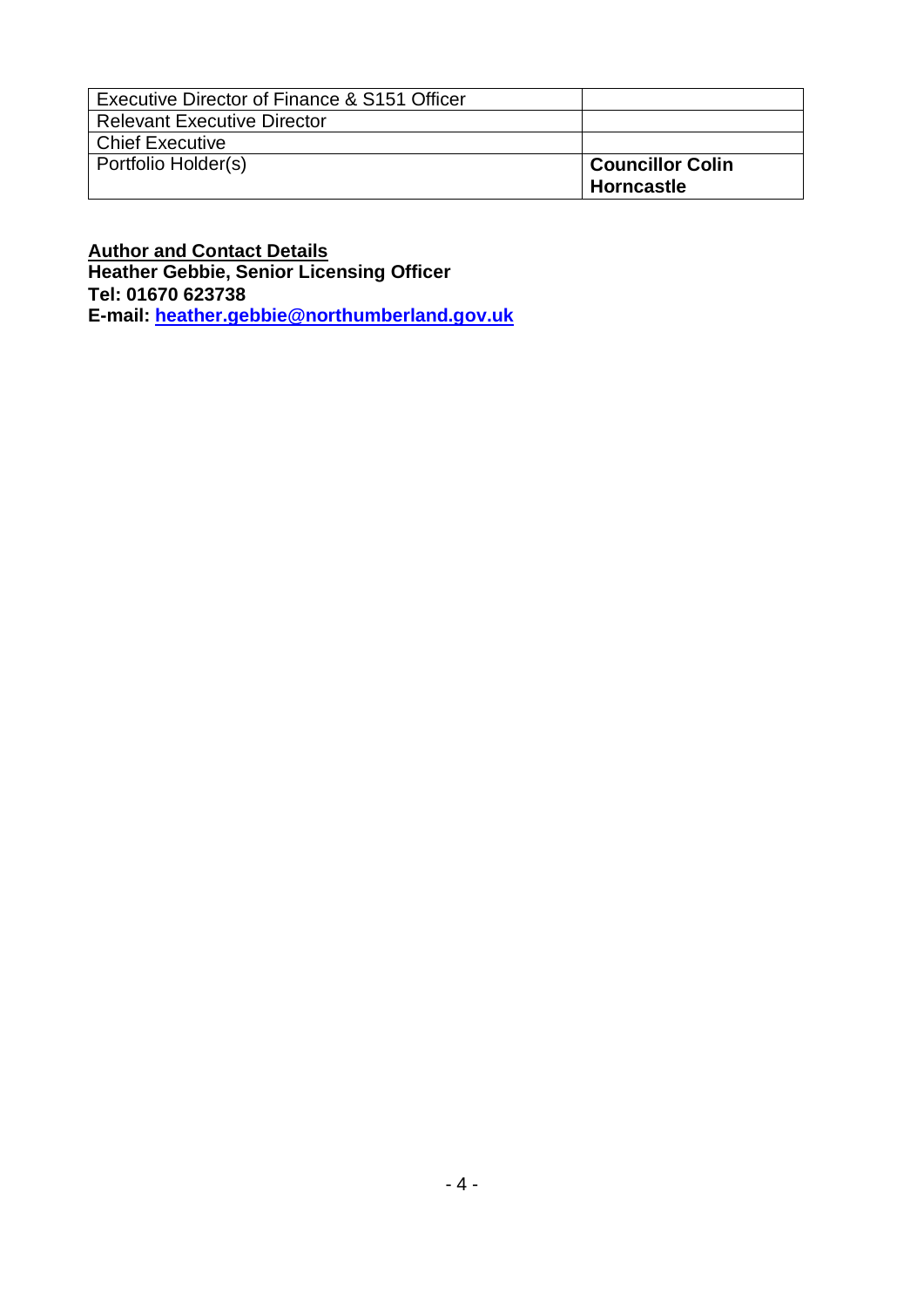| | |
|---|---|
| Executive Director of Finance & S151 Officer | |
| Relevant Executive Director | |
| Chief Executive | |
| Portfolio Holder(s) | **Councillor Colin Horncastle** |

**Author and Contact Details**
**Heather Gebbie, Senior Licensing Officer**
**Tel: 01670 623738**
**E-mail: heather.gebbie@northumberland.gov.uk**